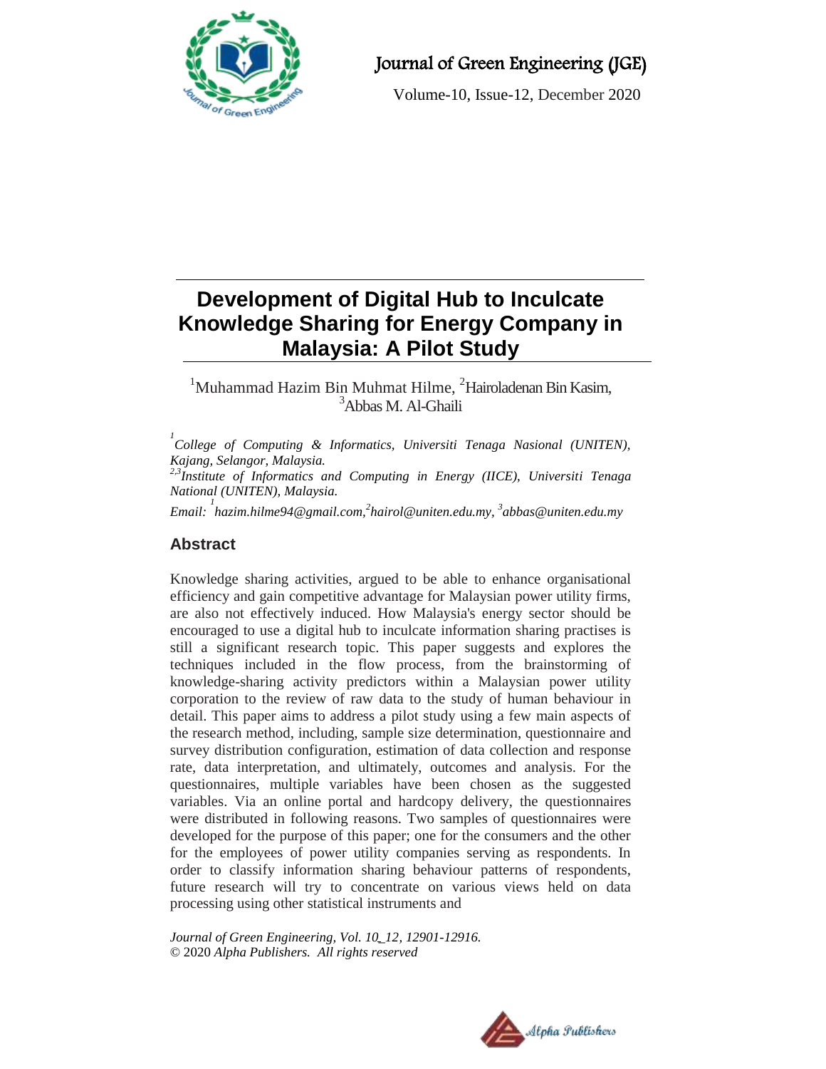# Development of Digital Hub to Inculcate Knowledge Sharing for Energy Company in Malaysia: A Pilot Study

[1]Muhammad Hazim Bin Muhmat Hilme, [2]Hairoladenan Bin Kasim, [3]Abbas M. Al-Ghaili

*[1]College of Computing & Informatics, Universiti Tenaga Nasional (UNITEN), Kajang, Selangor, Malaysia.*
*[2,3]Institute of Informatics and Computing in Energy (IICE), Universiti Tenaga National (UNITEN), Malaysia.*
*Email: [1]hazim.hilme94@gmail.com,[2]hairol@uniten.edu.my, [3]abbas@uniten.edu.my*

## Abstract

Knowledge sharing activities, argued to be able to enhance organisational efficiency and gain competitive advantage for Malaysian power utility firms, are also not effectively induced. How Malaysia's energy sector should be encouraged to use a digital hub to inculcate information sharing practises is still a significant research topic. This paper suggests and explores the techniques included in the flow process, from the brainstorming of knowledge-sharing activity predictors within a Malaysian power utility corporation to the review of raw data to the study of human behaviour in detail. This paper aims to address a pilot study using a few main aspects of the research method, including, sample size determination, questionnaire and survey distribution configuration, estimation of data collection and response rate, data interpretation, and ultimately, outcomes and analysis. For the questionnaires, multiple variables have been chosen as the suggested variables. Via an online portal and hardcopy delivery, the questionnaires were distributed in following reasons. Two samples of questionnaires were developed for the purpose of this paper; one for the consumers and the other for the employees of power utility companies serving as respondents. In order to classify information sharing behaviour patterns of respondents, future research will try to concentrate on various views held on data processing using other statistical instruments and

*Journal of Green Engineering, Vol. 10_12, 12901-12916.*
© 2020 *Alpha Publishers. All rights reserved*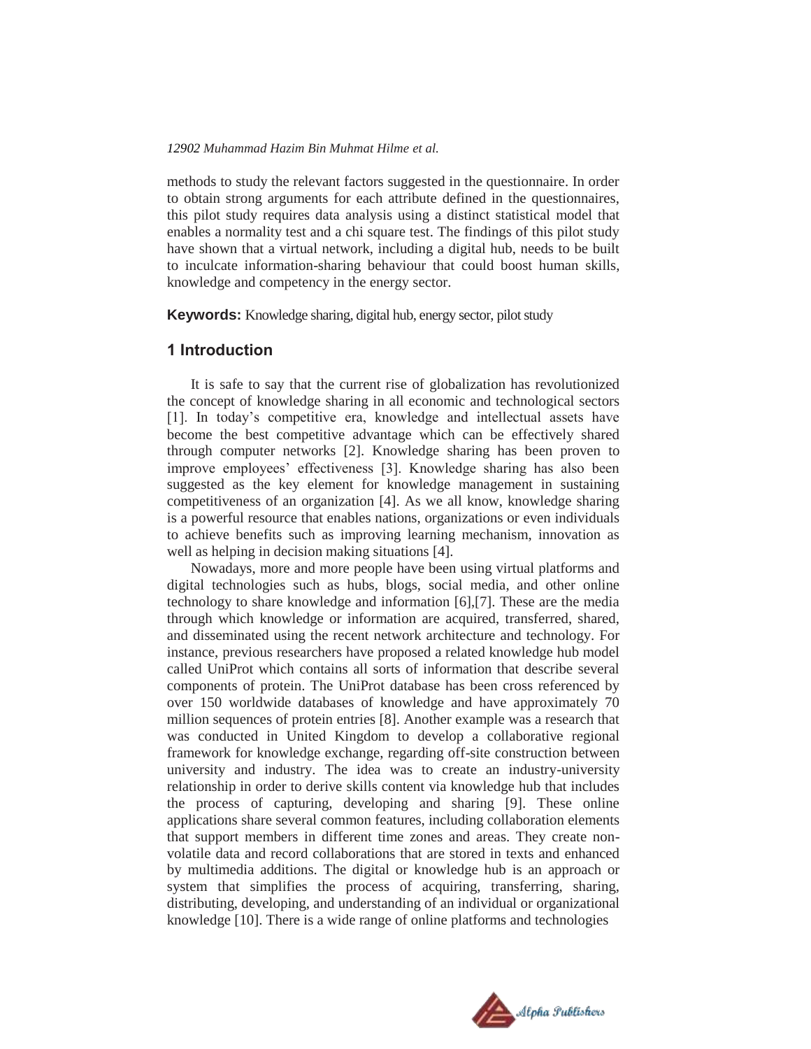methods to study the relevant factors suggested in the questionnaire. In order to obtain strong arguments for each attribute defined in the questionnaires, this pilot study requires data analysis using a distinct statistical model that enables a normality test and a chi square test. The findings of this pilot study have shown that a virtual network, including a digital hub, needs to be built to inculcate information-sharing behaviour that could boost human skills, knowledge and competency in the energy sector.

**Keywords:** Knowledge sharing, digital hub, energy sector, pilot study

## 1 Introduction

It is safe to say that the current rise of globalization has revolutionized the concept of knowledge sharing in all economic and technological sectors [1]. In today's competitive era, knowledge and intellectual assets have become the best competitive advantage which can be effectively shared through computer networks [2]. Knowledge sharing has been proven to improve employees' effectiveness [3]. Knowledge sharing has also been suggested as the key element for knowledge management in sustaining competitiveness of an organization [4]. As we all know, knowledge sharing is a powerful resource that enables nations, organizations or even individuals to achieve benefits such as improving learning mechanism, innovation as well as helping in decision making situations [4].

Nowadays, more and more people have been using virtual platforms and digital technologies such as hubs, blogs, social media, and other online technology to share knowledge and information [6],[7]. These are the media through which knowledge or information are acquired, transferred, shared, and disseminated using the recent network architecture and technology. For instance, previous researchers have proposed a related knowledge hub model called UniProt which contains all sorts of information that describe several components of protein. The UniProt database has been cross referenced by over 150 worldwide databases of knowledge and have approximately 70 million sequences of protein entries [8]. Another example was a research that was conducted in United Kingdom to develop a collaborative regional framework for knowledge exchange, regarding off-site construction between university and industry. The idea was to create an industry-university relationship in order to derive skills content via knowledge hub that includes the process of capturing, developing and sharing [9]. These online applications share several common features, including collaboration elements that support members in different time zones and areas. They create non-volatile data and record collaborations that are stored in texts and enhanced by multimedia additions. The digital or knowledge hub is an approach or system that simplifies the process of acquiring, transferring, sharing, distributing, developing, and understanding of an individual or organizational knowledge [10]. There is a wide range of online platforms and technologies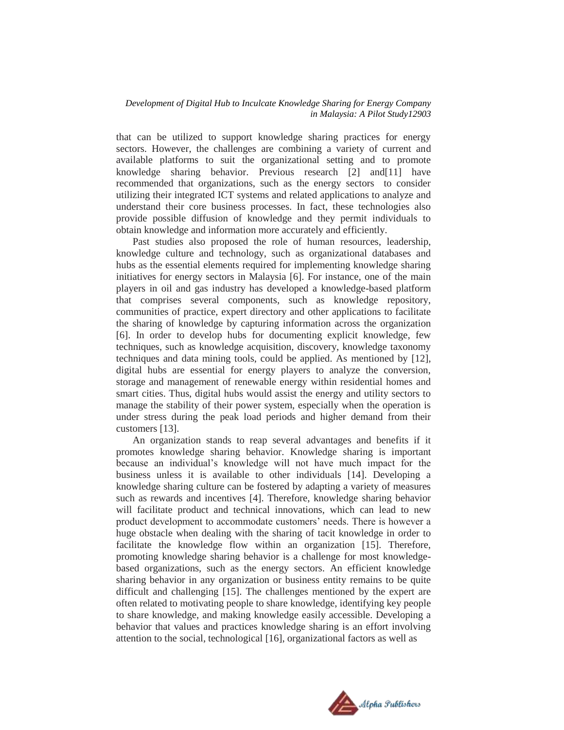that can be utilized to support knowledge sharing practices for energy sectors. However, the challenges are combining a variety of current and available platforms to suit the organizational setting and to promote knowledge sharing behavior. Previous research [2] and[11] have recommended that organizations, such as the energy sectors to consider utilizing their integrated ICT systems and related applications to analyze and understand their core business processes. In fact, these technologies also provide possible diffusion of knowledge and they permit individuals to obtain knowledge and information more accurately and efficiently.

Past studies also proposed the role of human resources, leadership, knowledge culture and technology, such as organizational databases and hubs as the essential elements required for implementing knowledge sharing initiatives for energy sectors in Malaysia [6]. For instance, one of the main players in oil and gas industry has developed a knowledge-based platform that comprises several components, such as knowledge repository, communities of practice, expert directory and other applications to facilitate the sharing of knowledge by capturing information across the organization [6]. In order to develop hubs for documenting explicit knowledge, few techniques, such as knowledge acquisition, discovery, knowledge taxonomy techniques and data mining tools, could be applied. As mentioned by [12], digital hubs are essential for energy players to analyze the conversion, storage and management of renewable energy within residential homes and smart cities. Thus, digital hubs would assist the energy and utility sectors to manage the stability of their power system, especially when the operation is under stress during the peak load periods and higher demand from their customers [13].

An organization stands to reap several advantages and benefits if it promotes knowledge sharing behavior. Knowledge sharing is important because an individual's knowledge will not have much impact for the business unless it is available to other individuals [14]. Developing a knowledge sharing culture can be fostered by adapting a variety of measures such as rewards and incentives [4]. Therefore, knowledge sharing behavior will facilitate product and technical innovations, which can lead to new product development to accommodate customers' needs. There is however a huge obstacle when dealing with the sharing of tacit knowledge in order to facilitate the knowledge flow within an organization [15]. Therefore, promoting knowledge sharing behavior is a challenge for most knowledge-based organizations, such as the energy sectors. An efficient knowledge sharing behavior in any organization or business entity remains to be quite difficult and challenging [15]. The challenges mentioned by the expert are often related to motivating people to share knowledge, identifying key people to share knowledge, and making knowledge easily accessible. Developing a behavior that values and practices knowledge sharing is an effort involving attention to the social, technological [16], organizational factors as well as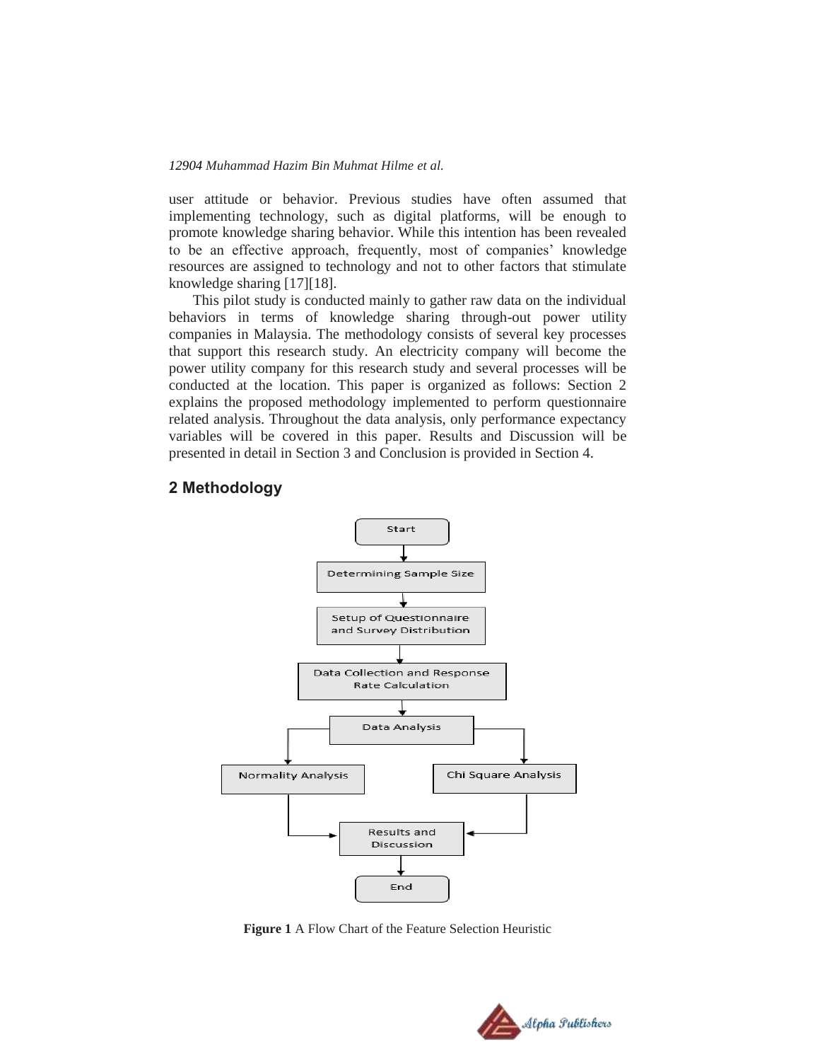user attitude or behavior. Previous studies have often assumed that implementing technology, such as digital platforms, will be enough to promote knowledge sharing behavior. While this intention has been revealed to be an effective approach, frequently, most of companies' knowledge resources are assigned to technology and not to other factors that stimulate knowledge sharing [17][18].

This pilot study is conducted mainly to gather raw data on the individual behaviors in terms of knowledge sharing through-out power utility companies in Malaysia. The methodology consists of several key processes that support this research study. An electricity company will become the power utility company for this research study and several processes will be conducted at the location. This paper is organized as follows: Section 2 explains the proposed methodology implemented to perform questionnaire related analysis. Throughout the data analysis, only performance expectancy variables will be covered in this paper. Results and Discussion will be presented in detail in Section 3 and Conclusion is provided in Section 4.

## 2 Methodology

Start

Determining Sample Size

Setup of Questionnaire and Survey Distribution

Data Collection and Response Rate Calculation

Data Analysis

Normality Analysis

Chi Square Analysis

Results and Discussion

End

**Figure 1** A Flow Chart of the Feature Selection Heuristic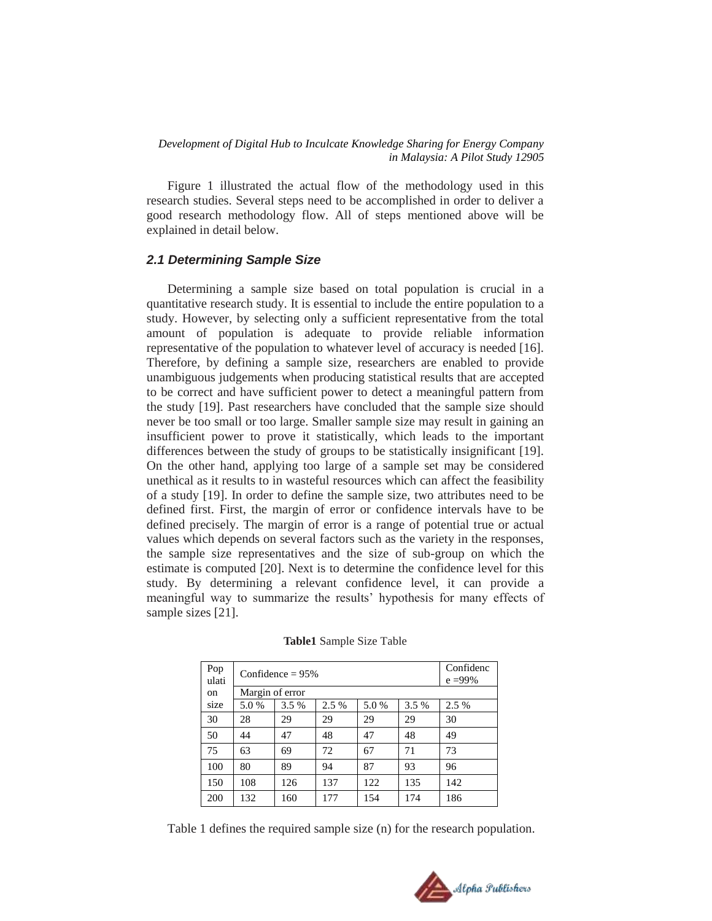Figure 1 illustrated the actual flow of the methodology used in this research studies. Several steps need to be accomplished in order to deliver a good research methodology flow. All of steps mentioned above will be explained in detail below.

### *2.1 Determining Sample Size*

Determining a sample size based on total population is crucial in a quantitative research study. It is essential to include the entire population to a study. However, by selecting only a sufficient representative from the total amount of population is adequate to provide reliable information representative of the population to whatever level of accuracy is needed [16]. Therefore, by defining a sample size, researchers are enabled to provide unambiguous judgements when producing statistical results that are accepted to be correct and have sufficient power to detect a meaningful pattern from the study [19]. Past researchers have concluded that the sample size should never be too small or too large. Smaller sample size may result in gaining an insufficient power to prove it statistically, which leads to the important differences between the study of groups to be statistically insignificant [19]. On the other hand, applying too large of a sample set may be considered unethical as it results to in wasteful resources which can affect the feasibility of a study [19]. In order to define the sample size, two attributes need to be defined first. First, the margin of error or confidence intervals have to be defined precisely. The margin of error is a range of potential true or actual values which depends on several factors such as the variety in the responses, the sample size representatives and the size of sub-group on which the estimate is computed [20]. Next is to determine the confidence level for this study. By determining a relevant confidence level, it can provide a meaningful way to summarize the results' hypothesis for many effects of sample sizes [21].

**Table1** Sample Size Table

| Population size | Confidence = 95% | | | | | Confidence =99% |
|---|---|---|---|---|---|---|
| | Margin of error | | | | | |
| | 5.0 % | 3.5 % | 2.5 % | 5.0 % | 3.5 % | 2.5 % |
| 30 | 28 | 29 | 29 | 29 | 29 | 30 |
| 50 | 44 | 47 | 48 | 47 | 48 | 49 |
| 75 | 63 | 69 | 72 | 67 | 71 | 73 |
| 100 | 80 | 89 | 94 | 87 | 93 | 96 |
| 150 | 108 | 126 | 137 | 122 | 135 | 142 |
| 200 | 132 | 160 | 177 | 154 | 174 | 186 |

Table 1 defines the required sample size (n) for the research population.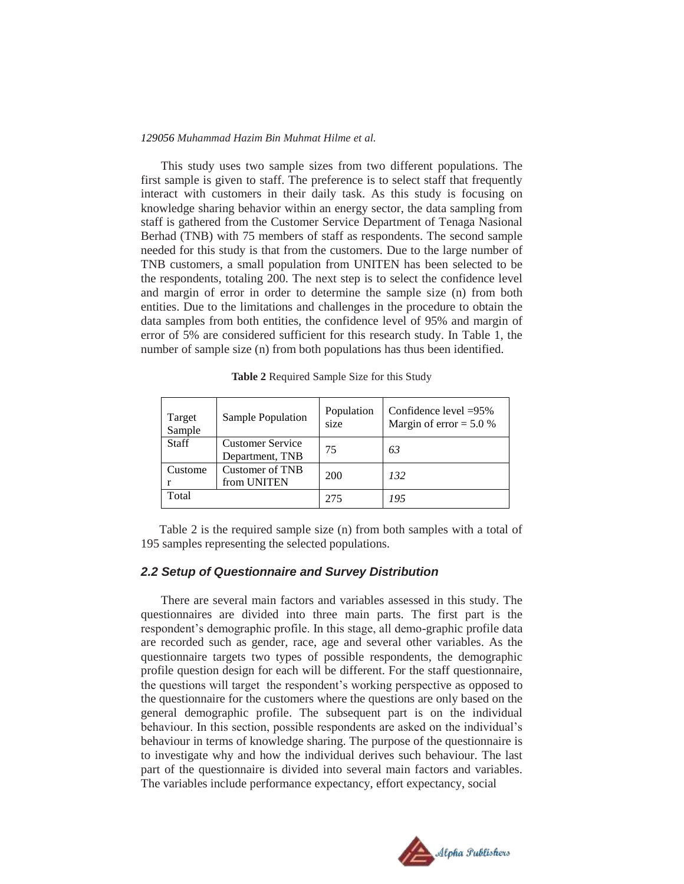This study uses two sample sizes from two different populations. The first sample is given to staff. The preference is to select staff that frequently interact with customers in their daily task. As this study is focusing on knowledge sharing behavior within an energy sector, the data sampling from staff is gathered from the Customer Service Department of Tenaga Nasional Berhad (TNB) with 75 members of staff as respondents. The second sample needed for this study is that from the customers. Due to the large number of TNB customers, a small population from UNITEN has been selected to be the respondents, totaling 200. The next step is to select the confidence level and margin of error in order to determine the sample size (n) from both entities. Due to the limitations and challenges in the procedure to obtain the data samples from both entities, the confidence level of 95% and margin of error of 5% are considered sufficient for this research study. In Table 1, the number of sample size (n) from both populations has thus been identified.

**Table 2** Required Sample Size for this Study

| Target Sample | Sample Population | Population size | Confidence level =95% Margin of error = 5.0 % |
|---|---|---|---|
| Staff | Customer Service Department, TNB | 75 | *63* |
| Customer | Customer of TNB from UNITEN | 200 | *132* |
| Total | | 275 | *195* |

Table 2 is the required sample size (n) from both samples with a total of 195 samples representing the selected populations.

### *2.2 Setup of Questionnaire and Survey Distribution*

There are several main factors and variables assessed in this study. The questionnaires are divided into three main parts. The first part is the respondent's demographic profile. In this stage, all demo-graphic profile data are recorded such as gender, race, age and several other variables. As the questionnaire targets two types of possible respondents, the demographic profile question design for each will be different. For the staff questionnaire, the questions will target the respondent's working perspective as opposed to the questionnaire for the customers where the questions are only based on the general demographic profile. The subsequent part is on the individual behaviour. In this section, possible respondents are asked on the individual's behaviour in terms of knowledge sharing. The purpose of the questionnaire is to investigate why and how the individual derives such behaviour. The last part of the questionnaire is divided into several main factors and variables. The variables include performance expectancy, effort expectancy, social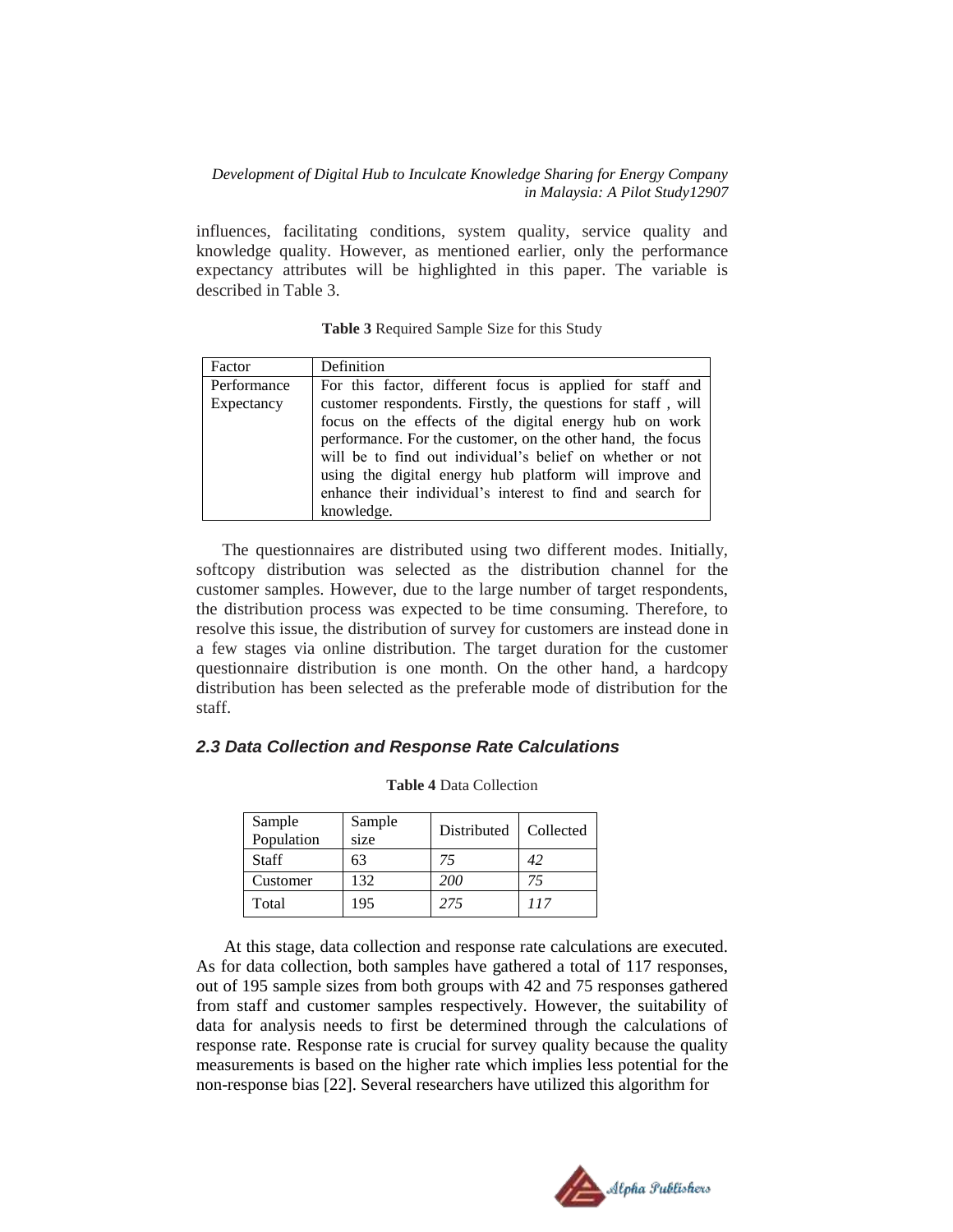influences, facilitating conditions, system quality, service quality and knowledge quality. However, as mentioned earlier, only the performance expectancy attributes will be highlighted in this paper. The variable is described in Table 3.

**Table 3** Required Sample Size for this Study

| Factor | Definition |
| --- | --- |
| Performance Expectancy | For this factor, different focus is applied for staff and customer respondents. Firstly, the questions for staff , will focus on the effects of the digital energy hub on work performance. For the customer, on the other hand, the focus will be to find out individual's belief on whether or not using the digital energy hub platform will improve and enhance their individual's interest to find and search for knowledge. |

The questionnaires are distributed using two different modes. Initially, softcopy distribution was selected as the distribution channel for the customer samples. However, due to the large number of target respondents, the distribution process was expected to be time consuming. Therefore, to resolve this issue, the distribution of survey for customers are instead done in a few stages via online distribution. The target duration for the customer questionnaire distribution is one month. On the other hand, a hardcopy distribution has been selected as the preferable mode of distribution for the staff.

### *2.3 Data Collection and Response Rate Calculations*

**Table 4** Data Collection

| Sample Population | Sample size | Distributed | Collected |
| --- | --- | --- | --- |
| Staff | 63 | *75* | *42* |
| Customer | 132 | *200* | *75* |
| Total | 195 | *275* | *117* |

At this stage, data collection and response rate calculations are executed. As for data collection, both samples have gathered a total of 117 responses, out of 195 sample sizes from both groups with 42 and 75 responses gathered from staff and customer samples respectively. However, the suitability of data for analysis needs to first be determined through the calculations of response rate. Response rate is crucial for survey quality because the quality measurements is based on the higher rate which implies less potential for the non-response bias [22]. Several researchers have utilized this algorithm for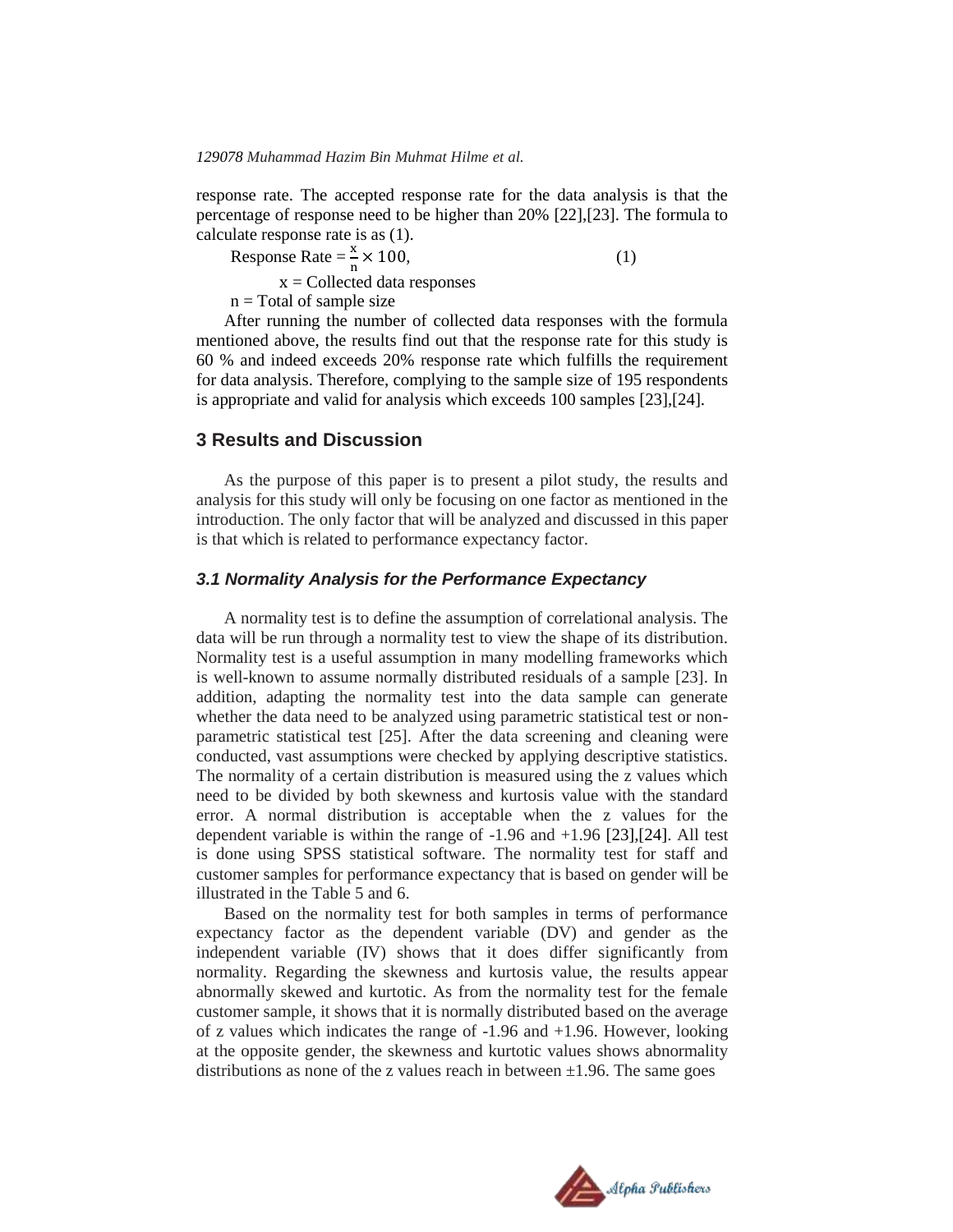response rate. The accepted response rate for the data analysis is that the percentage of response need to be higher than 20% [22],[23]. The formula to calculate response rate is as (1).

$$\text{Response Rate} = \frac{x}{n} \times 100, \quad (1)$$

x = Collected data responses

n = Total of sample size

After running the number of collected data responses with the formula mentioned above, the results find out that the response rate for this study is 60 % and indeed exceeds 20% response rate which fulfills the requirement for data analysis. Therefore, complying to the sample size of 195 respondents is appropriate and valid for analysis which exceeds 100 samples [23],[24].

## 3 Results and Discussion

As the purpose of this paper is to present a pilot study, the results and analysis for this study will only be focusing on one factor as mentioned in the introduction. The only factor that will be analyzed and discussed in this paper is that which is related to performance expectancy factor.

### *3.1 Normality Analysis for the Performance Expectancy*

A normality test is to define the assumption of correlational analysis. The data will be run through a normality test to view the shape of its distribution. Normality test is a useful assumption in many modelling frameworks which is well-known to assume normally distributed residuals of a sample [23]. In addition, adapting the normality test into the data sample can generate whether the data need to be analyzed using parametric statistical test or non-parametric statistical test [25]. After the data screening and cleaning were conducted, vast assumptions were checked by applying descriptive statistics. The normality of a certain distribution is measured using the z values which need to be divided by both skewness and kurtosis value with the standard error. A normal distribution is acceptable when the z values for the dependent variable is within the range of -1.96 and +1.96 [23],[24]. All test is done using SPSS statistical software. The normality test for staff and customer samples for performance expectancy that is based on gender will be illustrated in the Table 5 and 6.

Based on the normality test for both samples in terms of performance expectancy factor as the dependent variable (DV) and gender as the independent variable (IV) shows that it does differ significantly from normality. Regarding the skewness and kurtosis value, the results appear abnormally skewed and kurtotic. As from the normality test for the female customer sample, it shows that it is normally distributed based on the average of z values which indicates the range of -1.96 and +1.96. However, looking at the opposite gender, the skewness and kurtotic values shows abnormality distributions as none of the z values reach in between ±1.96. The same goes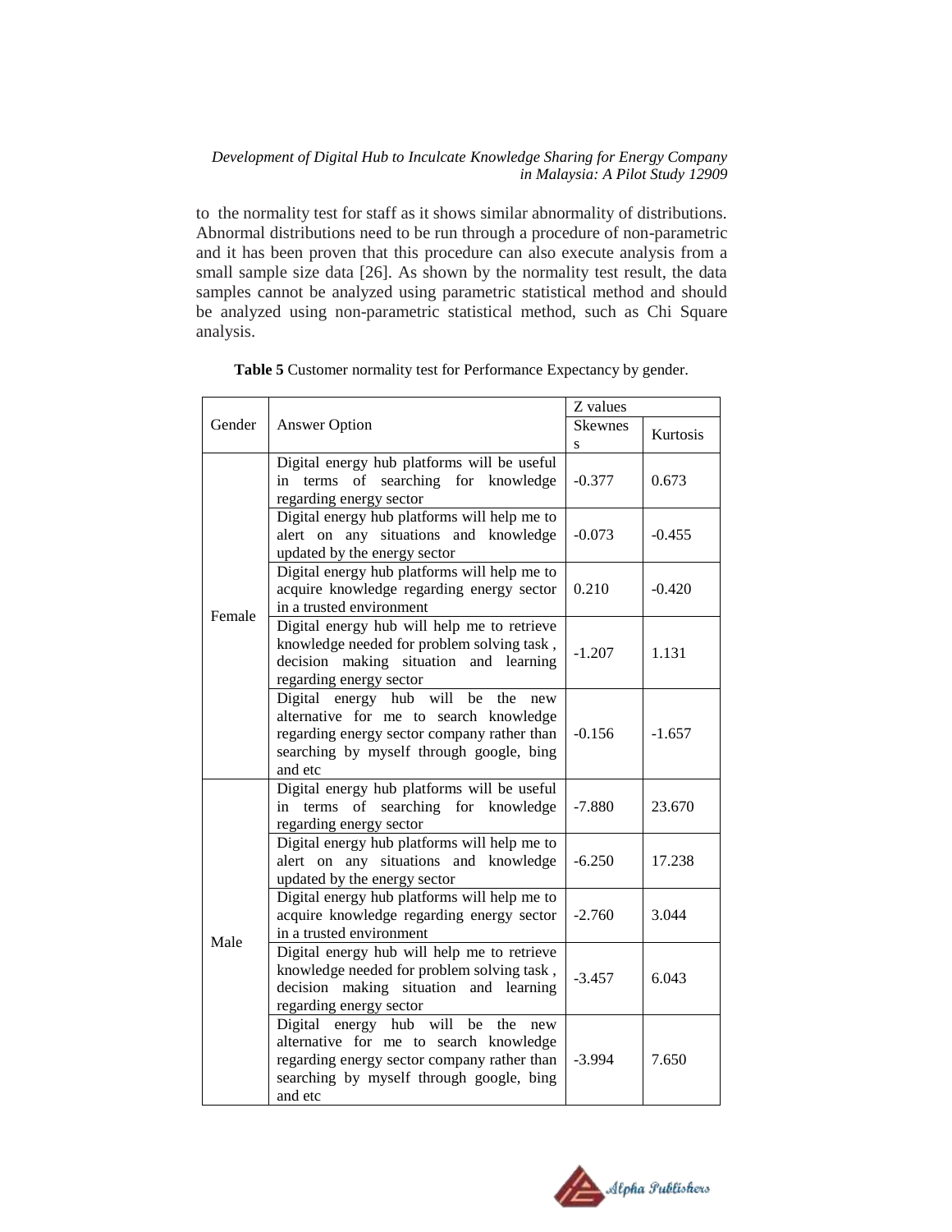to the normality test for staff as it shows similar abnormality of distributions. Abnormal distributions need to be run through a procedure of non-parametric and it has been proven that this procedure can also execute analysis from a small sample size data [26]. As shown by the normality test result, the data samples cannot be analyzed using parametric statistical method and should be analyzed using non-parametric statistical method, such as Chi Square analysis.

**Table 5** Customer normality test for Performance Expectancy by gender.

| Gender | Answer Option | Z values | |
|---|---|---|---|
| | | Skewness | Kurtosis |
| Female | Digital energy hub platforms will be useful in terms of searching for knowledge regarding energy sector | -0.377 | 0.673 |
| | Digital energy hub platforms will help me to alert on any situations and knowledge updated by the energy sector | -0.073 | -0.455 |
| | Digital energy hub platforms will help me to acquire knowledge regarding energy sector in a trusted environment | 0.210 | -0.420 |
| | Digital energy hub will help me to retrieve knowledge needed for problem solving task , decision making situation and learning regarding energy sector | -1.207 | 1.131 |
| | Digital energy hub will be the new alternative for me to search knowledge regarding energy sector company rather than searching by myself through google, bing and etc | -0.156 | -1.657 |
| Male | Digital energy hub platforms will be useful in terms of searching for knowledge regarding energy sector | -7.880 | 23.670 |
| | Digital energy hub platforms will help me to alert on any situations and knowledge updated by the energy sector | -6.250 | 17.238 |
| | Digital energy hub platforms will help me to acquire knowledge regarding energy sector in a trusted environment | -2.760 | 3.044 |
| | Digital energy hub will help me to retrieve knowledge needed for problem solving task , decision making situation and learning regarding energy sector | -3.457 | 6.043 |
| | Digital energy hub will be the new alternative for me to search knowledge regarding energy sector company rather than searching by myself through google, bing and etc | -3.994 | 7.650 |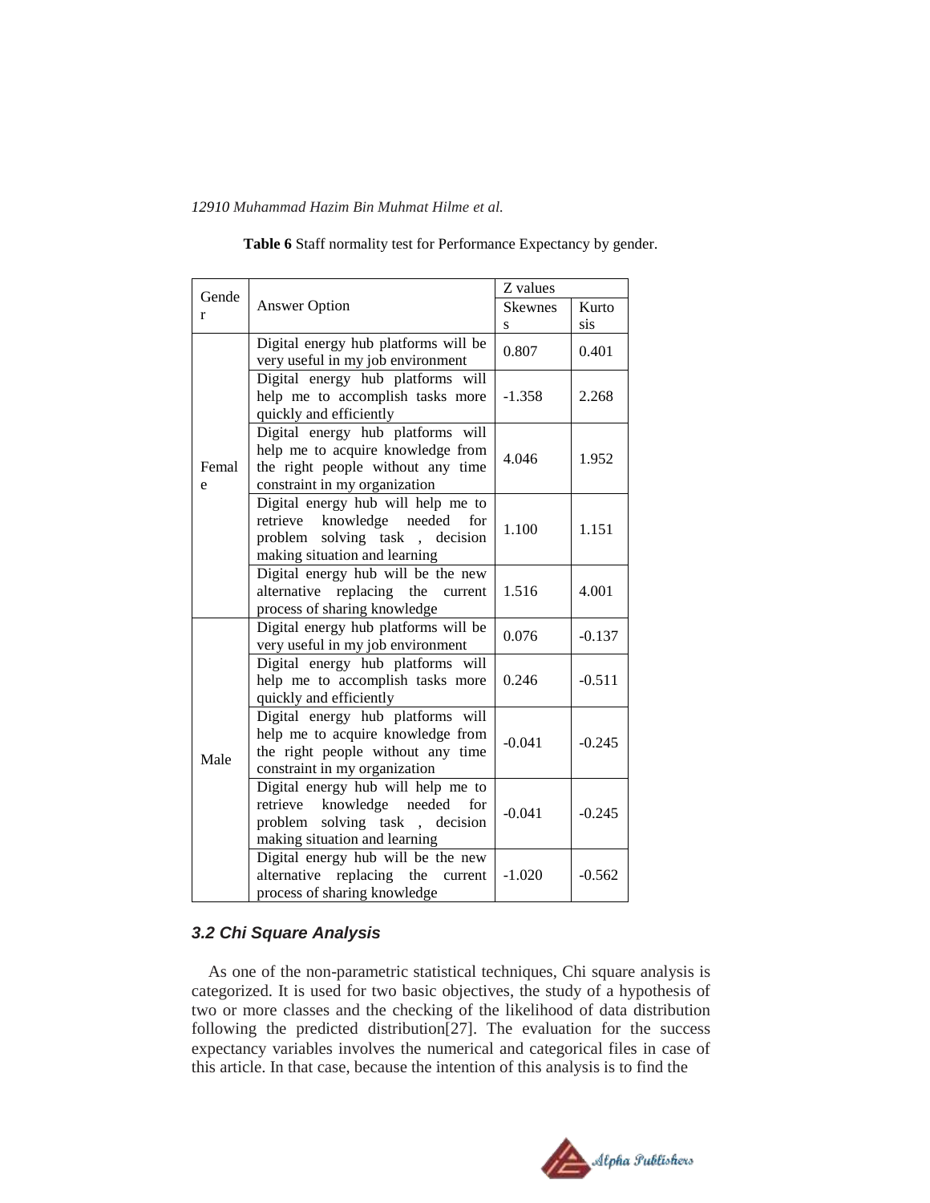**Table 6** Staff normality test for Performance Expectancy by gender.

| Gender | Answer Option | Z values | |
|---|---|---|---|
| | | Skewness | Kurtosis |
| Female | Digital energy hub platforms will be very useful in my job environment | 0.807 | 0.401 |
| | Digital energy hub platforms will help me to accomplish tasks more quickly and efficiently | -1.358 | 2.268 |
| | Digital energy hub platforms will help me to acquire knowledge from the right people without any time constraint in my organization | 4.046 | 1.952 |
| | Digital energy hub will help me to retrieve knowledge needed for problem solving task , decision making situation and learning | 1.100 | 1.151 |
| | Digital energy hub will be the new alternative replacing the current process of sharing knowledge | 1.516 | 4.001 |
| Male | Digital energy hub platforms will be very useful in my job environment | 0.076 | -0.137 |
| | Digital energy hub platforms will help me to accomplish tasks more quickly and efficiently | 0.246 | -0.511 |
| | Digital energy hub platforms will help me to acquire knowledge from the right people without any time constraint in my organization | -0.041 | -0.245 |
| | Digital energy hub will help me to retrieve knowledge needed for problem solving task , decision making situation and learning | -0.041 | -0.245 |
| | Digital energy hub will be the new alternative replacing the current process of sharing knowledge | -1.020 | -0.562 |

### *3.2 Chi Square Analysis*

As one of the non-parametric statistical techniques, Chi square analysis is categorized. It is used for two basic objectives, the study of a hypothesis of two or more classes and the checking of the likelihood of data distribution following the predicted distribution[27]. The evaluation for the success expectancy variables involves the numerical and categorical files in case of this article. In that case, because the intention of this analysis is to find the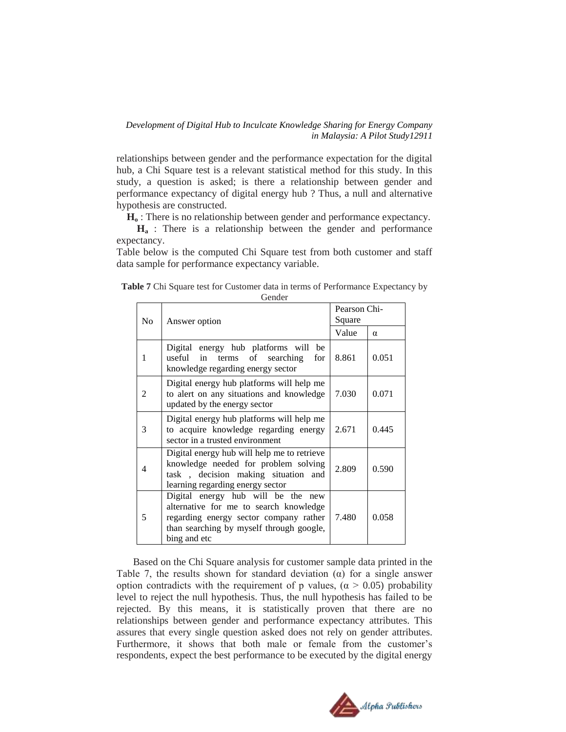relationships between gender and the performance expectation for the digital hub, a Chi Square test is a relevant statistical method for this study. In this study, a question is asked; is there a relationship between gender and performance expectancy of digital energy hub ? Thus, a null and alternative hypothesis are constructed.

**$H_o$** : There is no relationship between gender and performance expectancy.

**$H_a$** : There is a relationship between the gender and performance expectancy.

Table below is the computed Chi Square test from both customer and staff data sample for performance expectancy variable.

**Table 7** Chi Square test for Customer data in terms of Performance Expectancy by Gender

| No | Answer option | Pearson Chi-Square | |
|---|---|---|---|
| | | Value | α |
| 1 | Digital energy hub platforms will be useful in terms of searching for knowledge regarding energy sector | 8.861 | 0.051 |
| 2 | Digital energy hub platforms will help me to alert on any situations and knowledge updated by the energy sector | 7.030 | 0.071 |
| 3 | Digital energy hub platforms will help me to acquire knowledge regarding energy sector in a trusted environment | 2.671 | 0.445 |
| 4 | Digital energy hub will help me to retrieve knowledge needed for problem solving task , decision making situation and learning regarding energy sector | 2.809 | 0.590 |
| 5 | Digital energy hub will be the new alternative for me to search knowledge regarding energy sector company rather than searching by myself through google, bing and etc | 7.480 | 0.058 |

Based on the Chi Square analysis for customer sample data printed in the Table 7, the results shown for standard deviation (α) for a single answer option contradicts with the requirement of p values, ($\alpha > 0.05$) probability level to reject the null hypothesis. Thus, the null hypothesis has failed to be rejected. By this means, it is statistically proven that there are no relationships between gender and performance expectancy attributes. This assures that every single question asked does not rely on gender attributes. Furthermore, it shows that both male or female from the customer's respondents, expect the best performance to be executed by the digital energy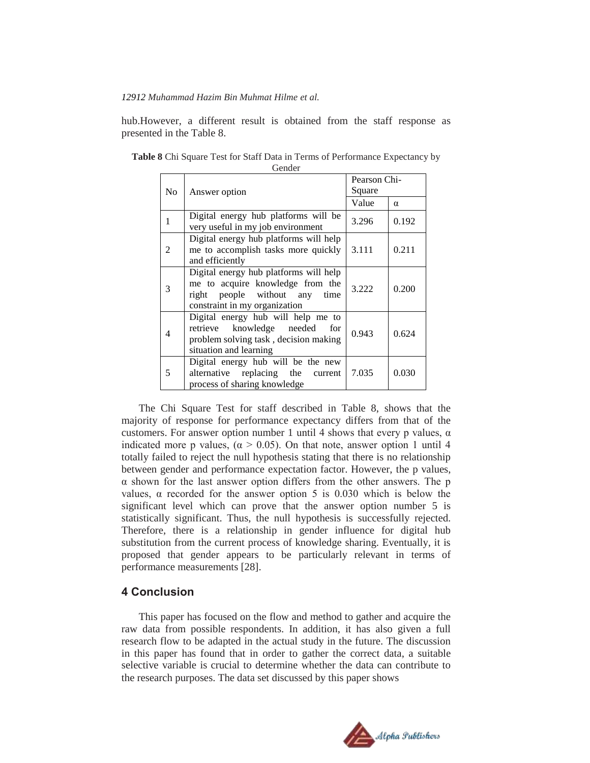hub.However, a different result is obtained from the staff response as presented in the Table 8.

**Table 8** Chi Square Test for Staff Data in Terms of Performance Expectancy by Gender

| No | Answer option | Pearson Chi-Square | |
|---|---|---|---|
| | | Value | α |
| 1 | Digital energy hub platforms will be very useful in my job environment | 3.296 | 0.192 |
| 2 | Digital energy hub platforms will help me to accomplish tasks more quickly and efficiently | 3.111 | 0.211 |
| 3 | Digital energy hub platforms will help me to acquire knowledge from the right people without any time constraint in my organization | 3.222 | 0.200 |
| 4 | Digital energy hub will help me to retrieve knowledge needed for problem solving task , decision making situation and learning | 0.943 | 0.624 |
| 5 | Digital energy hub will be the new alternative replacing the current process of sharing knowledge | 7.035 | 0.030 |

The Chi Square Test for staff described in Table 8, shows that the majority of response for performance expectancy differs from that of the customers. For answer option number 1 until 4 shows that every p values, α indicated more p values, ($\alpha > 0.05$). On that note, answer option 1 until 4 totally failed to reject the null hypothesis stating that there is no relationship between gender and performance expectation factor. However, the p values, α shown for the last answer option differs from the other answers. The p values, α recorded for the answer option 5 is 0.030 which is below the significant level which can prove that the answer option number 5 is statistically significant. Thus, the null hypothesis is successfully rejected. Therefore, there is a relationship in gender influence for digital hub substitution from the current process of knowledge sharing. Eventually, it is proposed that gender appears to be particularly relevant in terms of performance measurements [28].

## 4 Conclusion

This paper has focused on the flow and method to gather and acquire the raw data from possible respondents. In addition, it has also given a full research flow to be adapted in the actual study in the future. The discussion in this paper has found that in order to gather the correct data, a suitable selective variable is crucial to determine whether the data can contribute to the research purposes. The data set discussed by this paper shows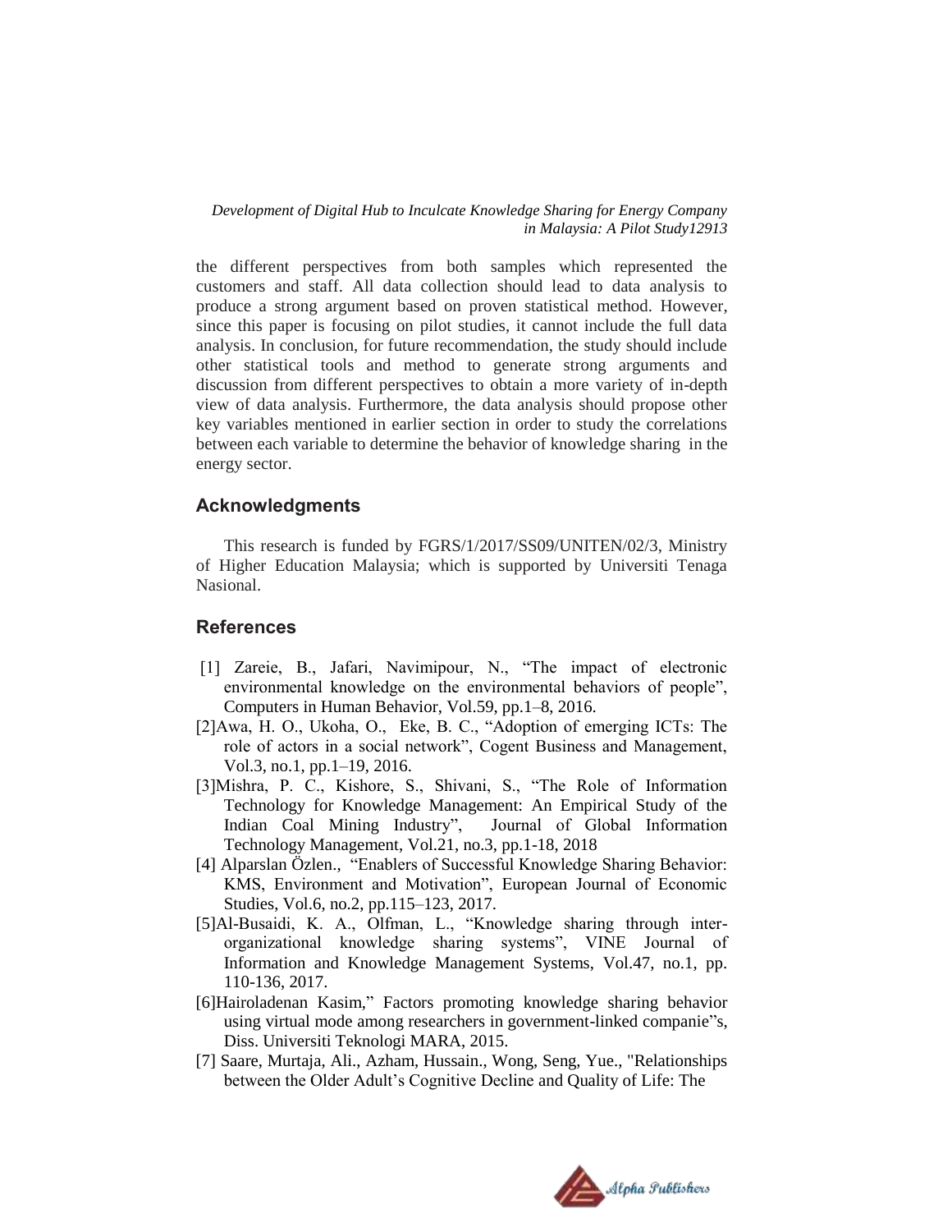the different perspectives from both samples which represented the customers and staff. All data collection should lead to data analysis to produce a strong argument based on proven statistical method. However, since this paper is focusing on pilot studies, it cannot include the full data analysis. In conclusion, for future recommendation, the study should include other statistical tools and method to generate strong arguments and discussion from different perspectives to obtain a more variety of in-depth view of data analysis. Furthermore, the data analysis should propose other key variables mentioned in earlier section in order to study the correlations between each variable to determine the behavior of knowledge sharing in the energy sector.

## Acknowledgments

This research is funded by FGRS/1/2017/SS09/UNITEN/02/3, Ministry of Higher Education Malaysia; which is supported by Universiti Tenaga Nasional.

## References

[1] Zareie, B., Jafari, Navimipour, N., "The impact of electronic environmental knowledge on the environmental behaviors of people", Computers in Human Behavior, Vol.59, pp.1–8, 2016.

[2]Awa, H. O., Ukoha, O., Eke, B. C., "Adoption of emerging ICTs: The role of actors in a social network", Cogent Business and Management, Vol.3, no.1, pp.1–19, 2016.

[3]Mishra, P. C., Kishore, S., Shivani, S., "The Role of Information Technology for Knowledge Management: An Empirical Study of the Indian Coal Mining Industry", Journal of Global Information Technology Management, Vol.21, no.3, pp.1-18, 2018

[4] Alparslan Özlen., "Enablers of Successful Knowledge Sharing Behavior: KMS, Environment and Motivation", European Journal of Economic Studies, Vol.6, no.2, pp.115–123, 2017.

[5]Al-Busaidi, K. A., Olfman, L., "Knowledge sharing through inter-organizational knowledge sharing systems", VINE Journal of Information and Knowledge Management Systems, Vol.47, no.1, pp. 110-136, 2017.

[6]Hairoladenan Kasim," Factors promoting knowledge sharing behavior using virtual mode among researchers in government-linked companie"s, Diss. Universiti Teknologi MARA, 2015.

[7] Saare, Murtaja, Ali., Azham, Hussain., Wong, Seng, Yue., "Relationships between the Older Adult's Cognitive Decline and Quality of Life: The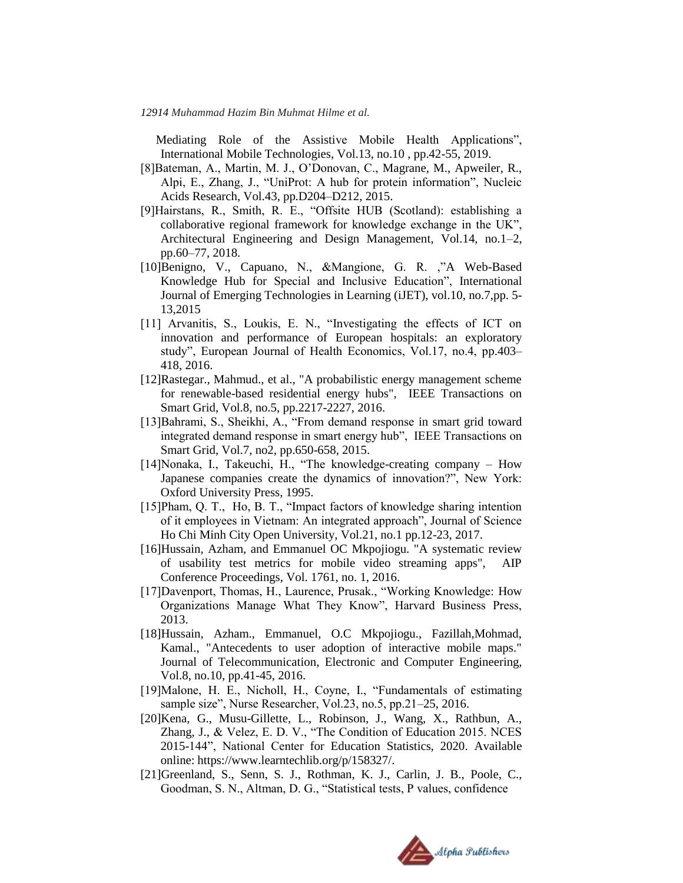Mediating Role of the Assistive Mobile Health Applications", International Mobile Technologies, Vol.13, no.10 , pp.42-55, 2019.

[8]Bateman, A., Martin, M. J., O'Donovan, C., Magrane, M., Apweiler, R., Alpi, E., Zhang, J., "UniProt: A hub for protein information", Nucleic Acids Research, Vol.43, pp.D204–D212, 2015.

[9]Hairstans, R., Smith, R. E., "Offsite HUB (Scotland): establishing a collaborative regional framework for knowledge exchange in the UK", Architectural Engineering and Design Management, Vol.14, no.1–2, pp.60–77, 2018.

[10]Benigno, V., Capuano, N., &Mangione, G. R. ,"A Web-Based Knowledge Hub for Special and Inclusive Education", International Journal of Emerging Technologies in Learning (iJET), vol.10, no.7,pp. 5-13,2015

[11] Arvanitis, S., Loukis, E. N., "Investigating the effects of ICT on innovation and performance of European hospitals: an exploratory study", European Journal of Health Economics, Vol.17, no.4, pp.403–418, 2016.

[12]Rastegar., Mahmud., et al., "A probabilistic energy management scheme for renewable-based residential energy hubs", IEEE Transactions on Smart Grid, Vol.8, no.5, pp.2217-2227, 2016.

[13]Bahrami, S., Sheikhi, A., "From demand response in smart grid toward integrated demand response in smart energy hub", IEEE Transactions on Smart Grid, Vol.7, no2, pp.650-658, 2015.

[14]Nonaka, I., Takeuchi, H., "The knowledge-creating company – How Japanese companies create the dynamics of innovation?", New York: Oxford University Press, 1995.

[15]Pham, Q. T., Ho, B. T., "Impact factors of knowledge sharing intention of it employees in Vietnam: An integrated approach", Journal of Science Ho Chi Minh City Open University, Vol.21, no.1 pp.12-23, 2017.

[16]Hussain, Azham, and Emmanuel OC Mkpojiogu. "A systematic review of usability test metrics for mobile video streaming apps", AIP Conference Proceedings, Vol. 1761, no. 1, 2016.

[17]Davenport, Thomas, H., Laurence, Prusak., "Working Knowledge: How Organizations Manage What They Know", Harvard Business Press, 2013.

[18]Hussain, Azham., Emmanuel, O.C Mkpojiogu., Fazillah,Mohmad, Kamal., "Antecedents to user adoption of interactive mobile maps." Journal of Telecommunication, Electronic and Computer Engineering, Vol.8, no.10, pp.41-45, 2016.

[19]Malone, H. E., Nicholl, H., Coyne, I., "Fundamentals of estimating sample size", Nurse Researcher, Vol.23, no.5, pp.21–25, 2016.

[20]Kena, G., Musu-Gillette, L., Robinson, J., Wang, X., Rathbun, A., Zhang, J., & Velez, E. D. V., "The Condition of Education 2015. NCES 2015-144", National Center for Education Statistics, 2020. Available online: https://www.learntechlib.org/p/158327/.

[21]Greenland, S., Senn, S. J., Rothman, K. J., Carlin, J. B., Poole, C., Goodman, S. N., Altman, D. G., "Statistical tests, P values, confidence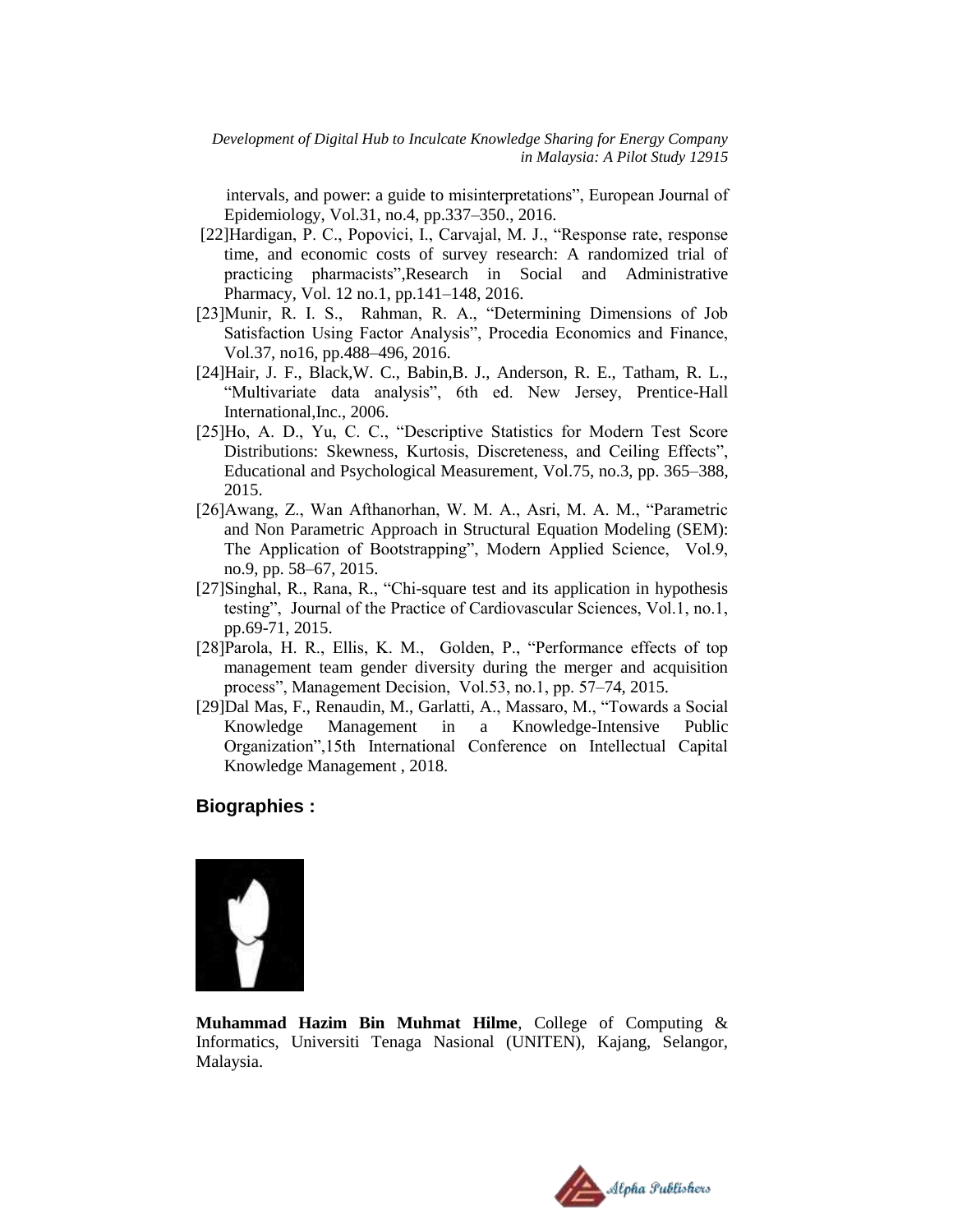intervals, and power: a guide to misinterpretations", European Journal of Epidemiology, Vol.31, no.4, pp.337–350., 2016.

[22]Hardigan, P. C., Popovici, I., Carvajal, M. J., "Response rate, response time, and economic costs of survey research: A randomized trial of practicing pharmacists",Research in Social and Administrative Pharmacy, Vol. 12 no.1, pp.141–148, 2016.

[23]Munir, R. I. S., Rahman, R. A., "Determining Dimensions of Job Satisfaction Using Factor Analysis", Procedia Economics and Finance, Vol.37, no16, pp.488–496, 2016.

[24]Hair, J. F., Black,W. C., Babin,B. J., Anderson, R. E., Tatham, R. L., "Multivariate data analysis", 6th ed. New Jersey, Prentice-Hall International,Inc., 2006.

[25]Ho, A. D., Yu, C. C., "Descriptive Statistics for Modern Test Score Distributions: Skewness, Kurtosis, Discreteness, and Ceiling Effects", Educational and Psychological Measurement, Vol.75, no.3, pp. 365–388, 2015.

[26]Awang, Z., Wan Afthanorhan, W. M. A., Asri, M. A. M., "Parametric and Non Parametric Approach in Structural Equation Modeling (SEM): The Application of Bootstrapping", Modern Applied Science, Vol.9, no.9, pp. 58–67, 2015.

[27]Singhal, R., Rana, R., "Chi-square test and its application in hypothesis testing", Journal of the Practice of Cardiovascular Sciences, Vol.1, no.1, pp.69-71, 2015.

[28]Parola, H. R., Ellis, K. M., Golden, P., "Performance effects of top management team gender diversity during the merger and acquisition process", Management Decision, Vol.53, no.1, pp. 57–74, 2015.

[29]Dal Mas, F., Renaudin, M., Garlatti, A., Massaro, M., "Towards a Social Knowledge Management in a Knowledge-Intensive Public Organization",15th International Conference on Intellectual Capital Knowledge Management , 2018.

## Biographies :

**Muhammad Hazim Bin Muhmat Hilme**, College of Computing & Informatics, Universiti Tenaga Nasional (UNITEN), Kajang, Selangor, Malaysia.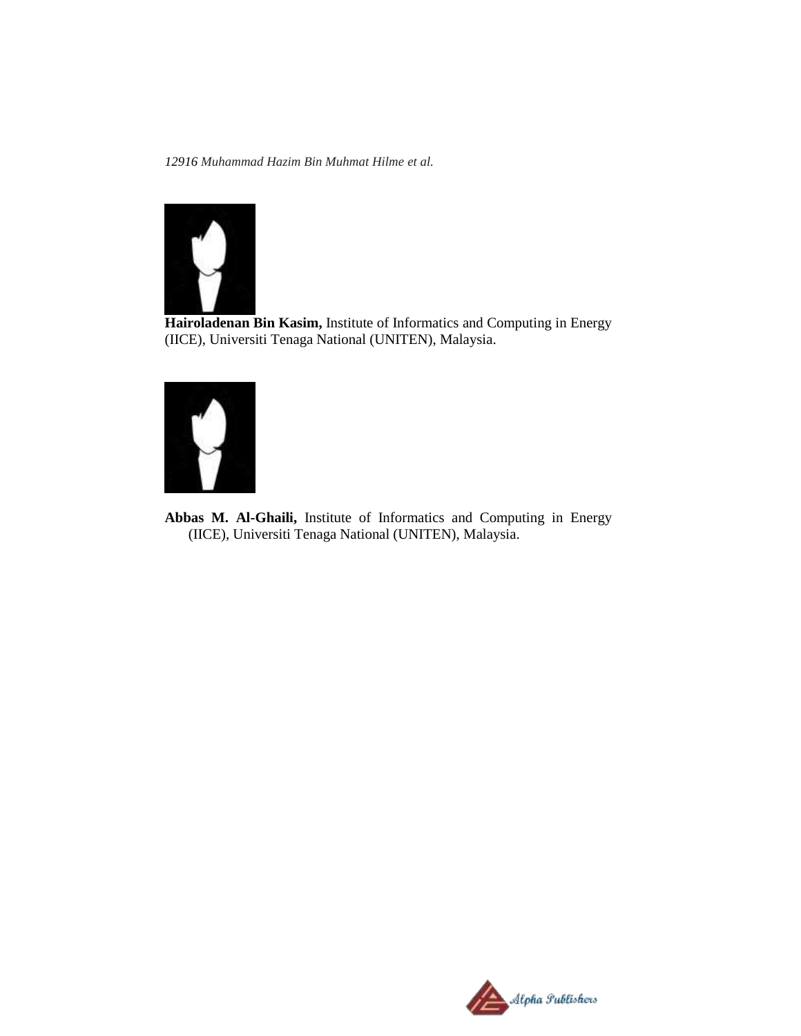**Hairoladenan Bin Kasim,** Institute of Informatics and Computing in Energy (IICE), Universiti Tenaga National (UNITEN), Malaysia.

**Abbas M. Al-Ghaili,** Institute of Informatics and Computing in Energy (IICE), Universiti Tenaga National (UNITEN), Malaysia.